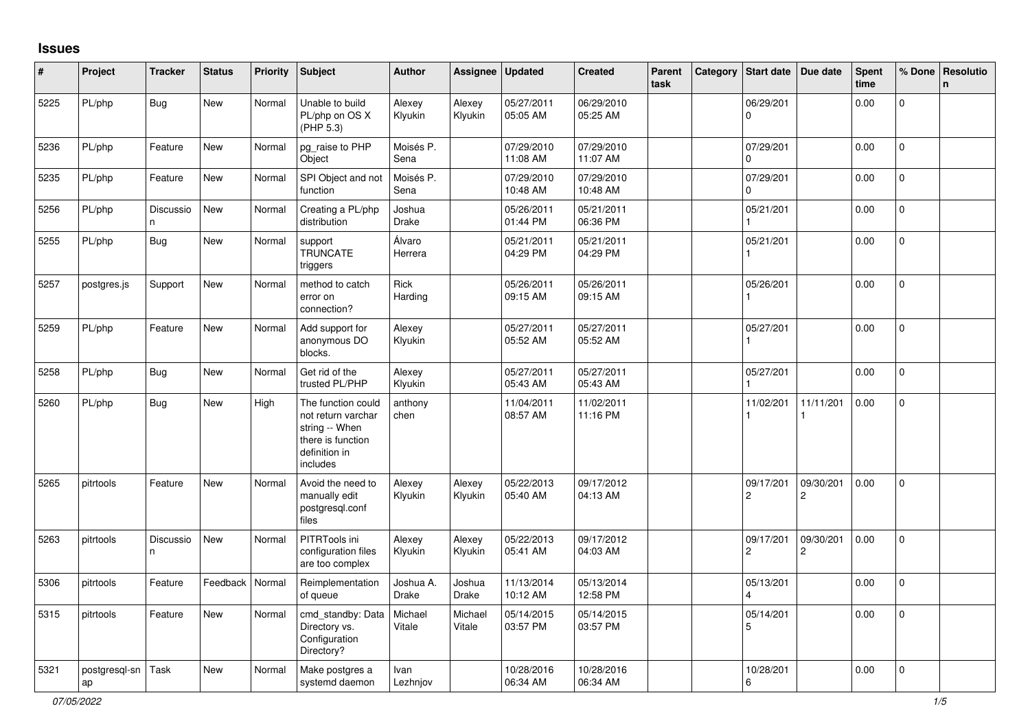## Issues

| # | Project | Tracker | Status | Priority | Subject | Author | Assignee | Updated | Created | Parent task | Category | Start date | Due date | Spent time | % Done | Resolution |
|---|---|---|---|---|---|---|---|---|---|---|---|---|---|---|---|---|
| 5225 | PL/php | Bug | New | Normal | Unable to build PL/php on OS X (PHP 5.3) | Alexey Klyukin | Alexey Klyukin | 05/27/2011 05:05 AM | 06/29/2010 05:25 AM | | | 06/29/2010 | | 0.00 | 0 | |
| 5236 | PL/php | Feature | New | Normal | pg_raise to PHP Object | Moisés P. Sena | | 07/29/2010 11:08 AM | 07/29/2010 11:07 AM | | | 07/29/2010 | | 0.00 | 0 | |
| 5235 | PL/php | Feature | New | Normal | SPI Object and not function | Moisés P. Sena | | 07/29/2010 10:48 AM | 07/29/2010 10:48 AM | | | 07/29/2010 | | 0.00 | 0 | |
| 5256 | PL/php | Discussion | New | Normal | Creating a PL/php distribution | Joshua Drake | | 05/26/2011 01:44 PM | 05/21/2011 06:36 PM | | | 05/21/2011 | | 0.00 | 0 | |
| 5255 | PL/php | Bug | New | Normal | support TRUNCATE triggers | Álvaro Herrera | | 05/21/2011 04:29 PM | 05/21/2011 04:29 PM | | | 05/21/2011 | | 0.00 | 0 | |
| 5257 | postgres.js | Support | New | Normal | method to catch error on connection? | Rick Harding | | 05/26/2011 09:15 AM | 05/26/2011 09:15 AM | | | 05/26/2011 | | 0.00 | 0 | |
| 5259 | PL/php | Feature | New | Normal | Add support for anonymous DO blocks. | Alexey Klyukin | | 05/27/2011 05:52 AM | 05/27/2011 05:52 AM | | | 05/27/2011 | | 0.00 | 0 | |
| 5258 | PL/php | Bug | New | Normal | Get rid of the trusted PL/PHP | Alexey Klyukin | | 05/27/2011 05:43 AM | 05/27/2011 05:43 AM | | | 05/27/2011 | | 0.00 | 0 | |
| 5260 | PL/php | Bug | New | High | The function could not return varchar string -- When there is function definition in includes | anthony chen | | 11/04/2011 08:57 AM | 11/02/2011 11:16 PM | | | 11/02/2011 | 11/11/2011 | 0.00 | 0 | |
| 5265 | pitrtools | Feature | New | Normal | Avoid the need to manually edit postgresql.conf files | Alexey Klyukin | Alexey Klyukin | 05/22/2013 05:40 AM | 09/17/2012 04:13 AM | | | 09/17/2012 | 09/30/2012 | 0.00 | 0 | |
| 5263 | pitrtools | Discussion | New | Normal | PITRTools ini configuration files are too complex | Alexey Klyukin | Alexey Klyukin | 05/22/2013 05:41 AM | 09/17/2012 04:03 AM | | | 09/17/2012 | 09/30/2012 | 0.00 | 0 | |
| 5306 | pitrtools | Feature | Feedback | Normal | Reimplementation of queue | Joshua A. Drake | Joshua Drake | 11/13/2014 10:12 AM | 05/13/2014 12:58 PM | | | 05/13/2014 | | 0.00 | 0 | |
| 5315 | pitrtools | Feature | New | Normal | cmd_standby: Data Directory vs. Configuration Directory? | Michael Vitale | Michael Vitale | 05/14/2015 03:57 PM | 05/14/2015 03:57 PM | | | 05/14/2015 | | 0.00 | 0 | |
| 5321 | postgresql-snap | Task | New | Normal | Make postgres a systemd daemon | Ivan Lezhnjov | | 10/28/2016 06:34 AM | 10/28/2016 06:34 AM | | | 10/28/2016 | | 0.00 | 0 | |

*07/05/2022*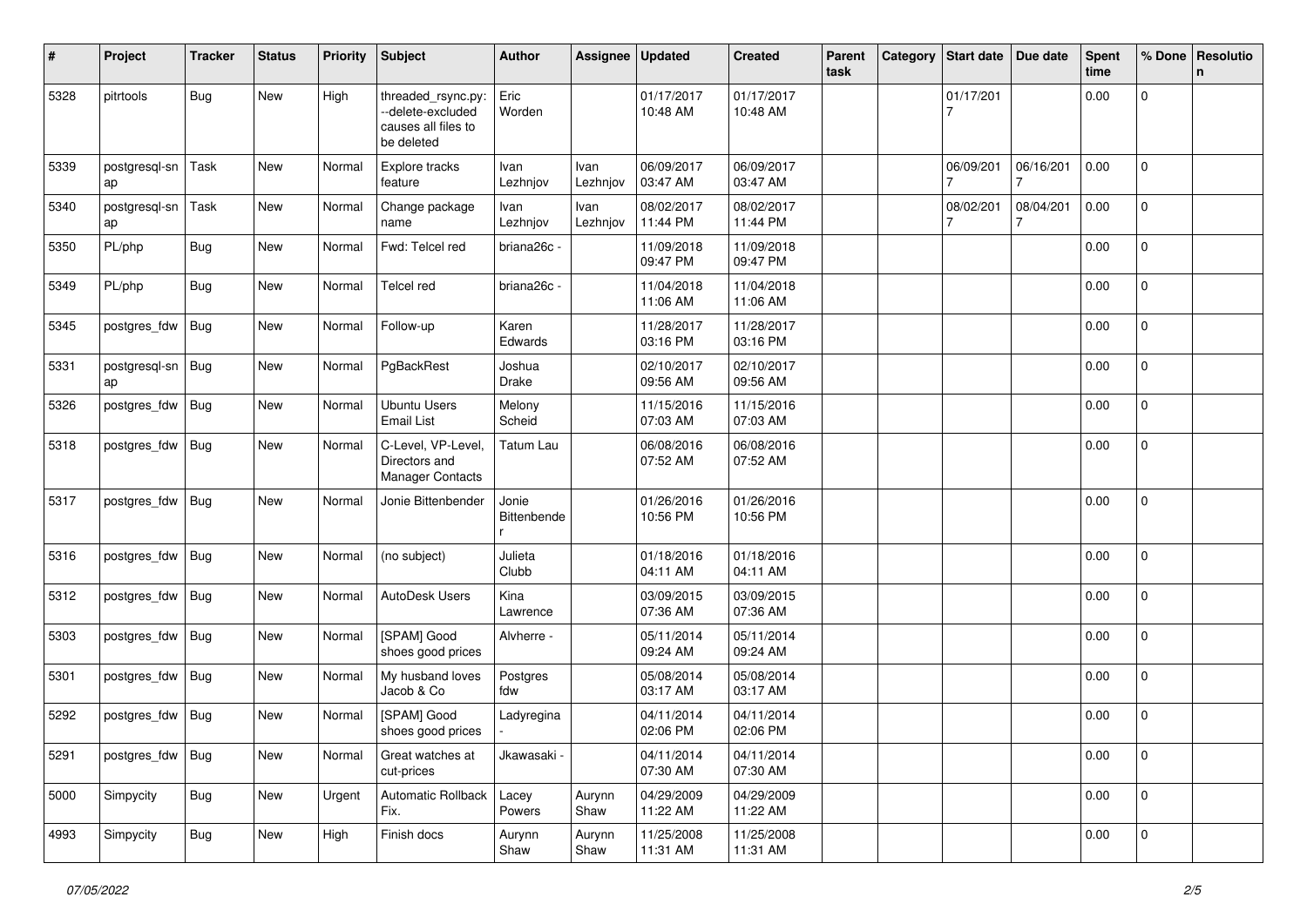| # | Project | Tracker | Status | Priority | Subject | Author | Assignee | Updated | Created | Parent task | Category | Start date | Due date | Spent time | % Done | Resolution |
|---|---|---|---|---|---|---|---|---|---|---|---|---|---|---|---|---|
| 5328 | pitrtools | Bug | New | High | threaded_rsync.py: --delete-excluded causes all files to be deleted | Eric Worden | | 01/17/2017 10:48 AM | 01/17/2017 10:48 AM | | | 01/17/2017 | | 0.00 | 0 | |
| 5339 | postgresql-snap | Task | New | Normal | Explore tracks feature | Ivan Lezhnjov | Ivan Lezhnjov | 06/09/2017 03:47 AM | 06/09/2017 03:47 AM | | | 06/09/2017 | 06/16/2017 | 0.00 | 0 | |
| 5340 | postgresql-snap | Task | New | Normal | Change package name | Ivan Lezhnjov | Ivan Lezhnjov | 08/02/2017 11:44 PM | 08/02/2017 11:44 PM | | | 08/02/2017 | 08/04/2017 | 0.00 | 0 | |
| 5350 | PL/php | Bug | New | Normal | Fwd: Telcel red | briana26c - | | 11/09/2018 09:47 PM | 11/09/2018 09:47 PM | | | | | 0.00 | 0 | |
| 5349 | PL/php | Bug | New | Normal | Telcel red | briana26c - | | 11/04/2018 11:06 AM | 11/04/2018 11:06 AM | | | | | 0.00 | 0 | |
| 5345 | postgres_fdw | Bug | New | Normal | Follow-up | Karen Edwards | | 11/28/2017 03:16 PM | 11/28/2017 03:16 PM | | | | | 0.00 | 0 | |
| 5331 | postgresql-snap | Bug | New | Normal | PgBackRest | Joshua Drake | | 02/10/2017 09:56 AM | 02/10/2017 09:56 AM | | | | | 0.00 | 0 | |
| 5326 | postgres_fdw | Bug | New | Normal | Ubuntu Users Email List | Melony Scheid | | 11/15/2016 07:03 AM | 11/15/2016 07:03 AM | | | | | 0.00 | 0 | |
| 5318 | postgres_fdw | Bug | New | Normal | C-Level, VP-Level, Directors and Manager Contacts | Tatum Lau | | 06/08/2016 07:52 AM | 06/08/2016 07:52 AM | | | | | 0.00 | 0 | |
| 5317 | postgres_fdw | Bug | New | Normal | Jonie Bittenbender | Jonie Bittenbender | | 01/26/2016 10:56 PM | 01/26/2016 10:56 PM | | | | | 0.00 | 0 | |
| 5316 | postgres_fdw | Bug | New | Normal | (no subject) | Julieta Clubb | | 01/18/2016 04:11 AM | 01/18/2016 04:11 AM | | | | | 0.00 | 0 | |
| 5312 | postgres_fdw | Bug | New | Normal | AutoDesk Users | Kina Lawrence | | 03/09/2015 07:36 AM | 03/09/2015 07:36 AM | | | | | 0.00 | 0 | |
| 5303 | postgres_fdw | Bug | New | Normal | [SPAM] Good shoes good prices | Alvherre - | | 05/11/2014 09:24 AM | 05/11/2014 09:24 AM | | | | | 0.00 | 0 | |
| 5301 | postgres_fdw | Bug | New | Normal | My husband loves Jacob & Co | Postgres fdw | | 05/08/2014 03:17 AM | 05/08/2014 03:17 AM | | | | | 0.00 | 0 | |
| 5292 | postgres_fdw | Bug | New | Normal | [SPAM] Good shoes good prices | Ladyregina - | | 04/11/2014 02:06 PM | 04/11/2014 02:06 PM | | | | | 0.00 | 0 | |
| 5291 | postgres_fdw | Bug | New | Normal | Great watches at cut-prices | Jkawasaki - | | 04/11/2014 07:30 AM | 04/11/2014 07:30 AM | | | | | 0.00 | 0 | |
| 5000 | Simpycity | Bug | New | Urgent | Automatic Rollback Fix. | Lacey Powers | Aurynn Shaw | 04/29/2009 11:22 AM | 04/29/2009 11:22 AM | | | | | 0.00 | 0 | |
| 4993 | Simpycity | Bug | New | High | Finish docs | Aurynn Shaw | Aurynn Shaw | 11/25/2008 11:31 AM | 11/25/2008 11:31 AM | | | | | 0.00 | 0 | |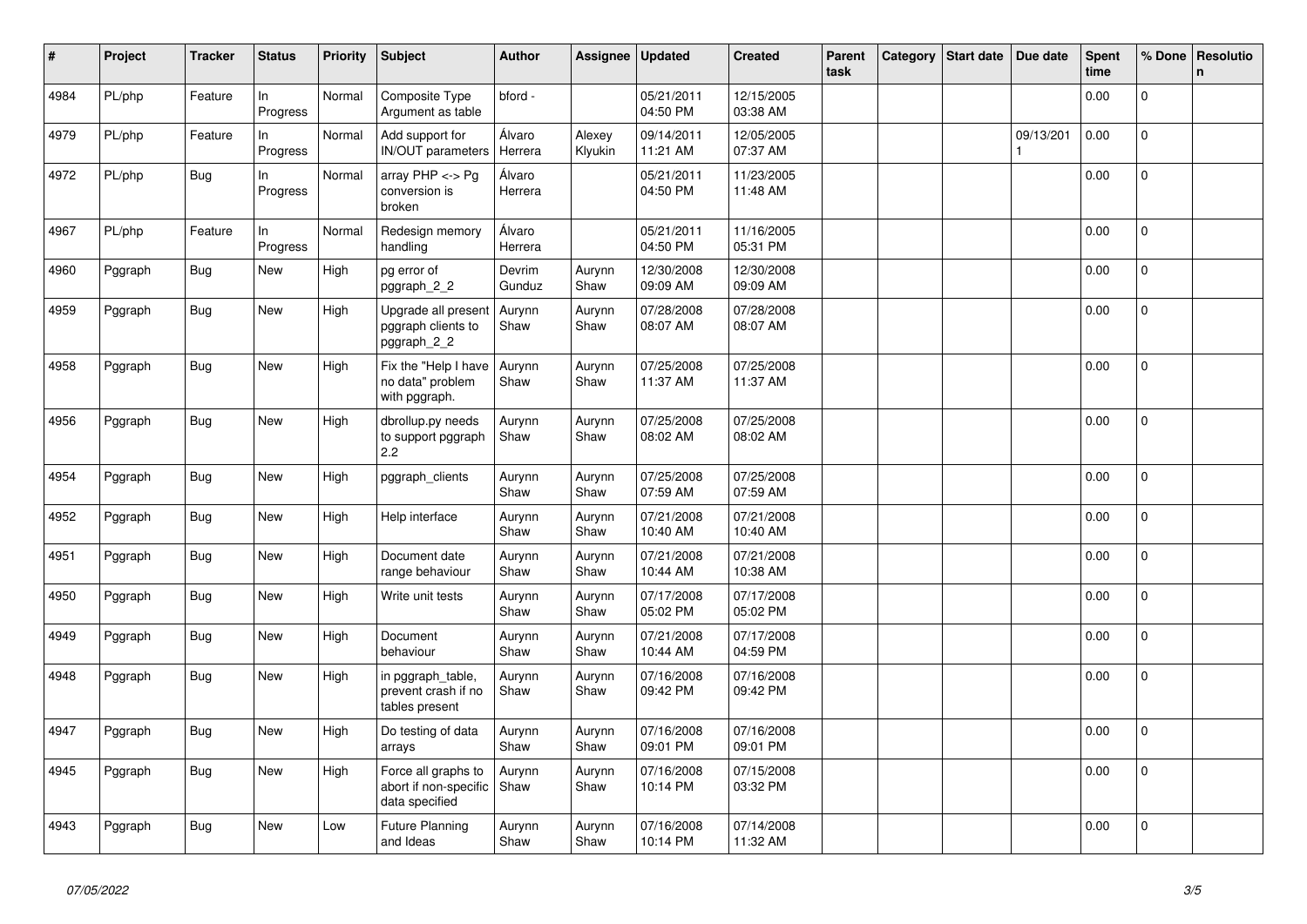| # | Project | Tracker | Status | Priority | Subject | Author | Assignee | Updated | Created | Parent task | Category | Start date | Due date | Spent time | % Done | Resolution |
|---|---|---|---|---|---|---|---|---|---|---|---|---|---|---|---|---|
| 4984 | PL/php | Feature | In Progress | Normal | Composite Type Argument as table | bford - | | 05/21/2011 04:50 PM | 12/15/2005 03:38 AM | | | | | 0.00 | 0 | |
| 4979 | PL/php | Feature | In Progress | Normal | Add support for IN/OUT parameters | Álvaro Herrera | Alexey Klyukin | 09/14/2011 11:21 AM | 12/05/2005 07:37 AM | | | | 09/13/2011 | 0.00 | 0 | |
| 4972 | PL/php | Bug | In Progress | Normal | array PHP <-> Pg conversion is broken | Álvaro Herrera | | 05/21/2011 04:50 PM | 11/23/2005 11:48 AM | | | | | 0.00 | 0 | |
| 4967 | PL/php | Feature | In Progress | Normal | Redesign memory handling | Álvaro Herrera | | 05/21/2011 04:50 PM | 11/16/2005 05:31 PM | | | | | 0.00 | 0 | |
| 4960 | Pggraph | Bug | New | High | pg error of pggraph_2_2 | Devrim Gunduz | Aurynn Shaw | 12/30/2008 09:09 AM | 12/30/2008 09:09 AM | | | | | 0.00 | 0 | |
| 4959 | Pggraph | Bug | New | High | Upgrade all present pggraph clients to pggraph_2_2 | Aurynn Shaw | Aurynn Shaw | 07/28/2008 08:07 AM | 07/28/2008 08:07 AM | | | | | 0.00 | 0 | |
| 4958 | Pggraph | Bug | New | High | Fix the "Help I have no data" problem with pggraph. | Aurynn Shaw | Aurynn Shaw | 07/25/2008 11:37 AM | 07/25/2008 11:37 AM | | | | | 0.00 | 0 | |
| 4956 | Pggraph | Bug | New | High | dbrollup.py needs to support pggraph 2.2 | Aurynn Shaw | Aurynn Shaw | 07/25/2008 08:02 AM | 07/25/2008 08:02 AM | | | | | 0.00 | 0 | |
| 4954 | Pggraph | Bug | New | High | pggraph_clients | Aurynn Shaw | Aurynn Shaw | 07/25/2008 07:59 AM | 07/25/2008 07:59 AM | | | | | 0.00 | 0 | |
| 4952 | Pggraph | Bug | New | High | Help interface | Aurynn Shaw | Aurynn Shaw | 07/21/2008 10:40 AM | 07/21/2008 10:40 AM | | | | | 0.00 | 0 | |
| 4951 | Pggraph | Bug | New | High | Document date range behaviour | Aurynn Shaw | Aurynn Shaw | 07/21/2008 10:44 AM | 07/21/2008 10:38 AM | | | | | 0.00 | 0 | |
| 4950 | Pggraph | Bug | New | High | Write unit tests | Aurynn Shaw | Aurynn Shaw | 07/17/2008 05:02 PM | 07/17/2008 05:02 PM | | | | | 0.00 | 0 | |
| 4949 | Pggraph | Bug | New | High | Document behaviour | Aurynn Shaw | Aurynn Shaw | 07/21/2008 10:44 AM | 07/17/2008 04:59 PM | | | | | 0.00 | 0 | |
| 4948 | Pggraph | Bug | New | High | in pggraph_table, prevent crash if no tables present | Aurynn Shaw | Aurynn Shaw | 07/16/2008 09:42 PM | 07/16/2008 09:42 PM | | | | | 0.00 | 0 | |
| 4947 | Pggraph | Bug | New | High | Do testing of data arrays | Aurynn Shaw | Aurynn Shaw | 07/16/2008 09:01 PM | 07/16/2008 09:01 PM | | | | | 0.00 | 0 | |
| 4945 | Pggraph | Bug | New | High | Force all graphs to abort if non-specific data specified | Aurynn Shaw | Aurynn Shaw | 07/16/2008 10:14 PM | 07/15/2008 03:32 PM | | | | | 0.00 | 0 | |
| 4943 | Pggraph | Bug | New | Low | Future Planning and Ideas | Aurynn Shaw | Aurynn Shaw | 07/16/2008 10:14 PM | 07/14/2008 11:32 AM | | | | | 0.00 | 0 | |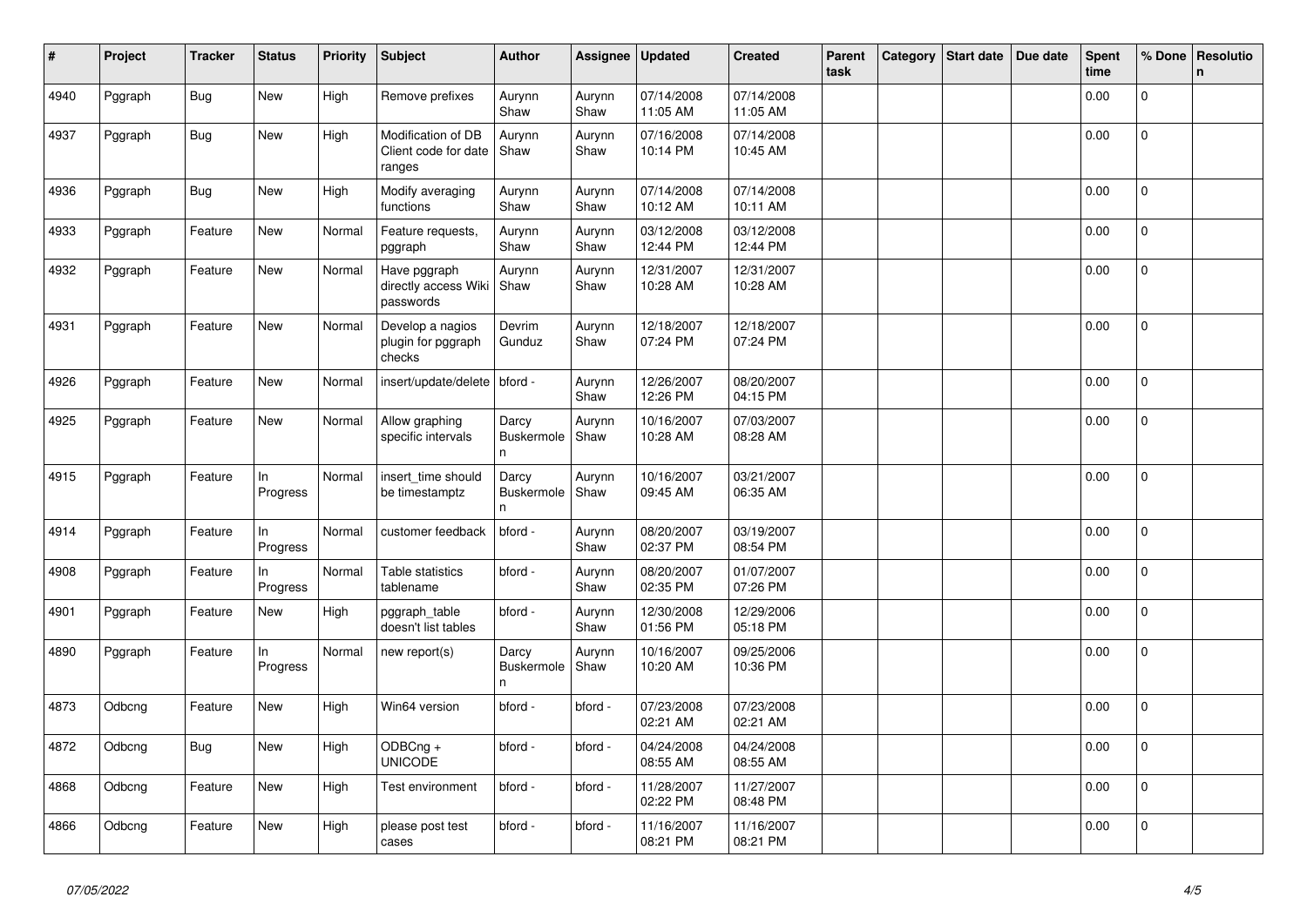| # | Project | Tracker | Status | Priority | Subject | Author | Assignee | Updated | Created | Parent task | Category | Start date | Due date | Spent time | % Done | Resolution |
|---|---|---|---|---|---|---|---|---|---|---|---|---|---|---|---|---|
| 4940 | Pggraph | Bug | New | High | Remove prefixes | Aurynn Shaw | Aurynn Shaw | 07/14/2008 11:05 AM | 07/14/2008 11:05 AM | | | | | 0.00 | 0 | |
| 4937 | Pggraph | Bug | New | High | Modification of DB Client code for date ranges | Aurynn Shaw | Aurynn Shaw | 07/16/2008 10:14 PM | 07/14/2008 10:45 AM | | | | | 0.00 | 0 | |
| 4936 | Pggraph | Bug | New | High | Modify averaging functions | Aurynn Shaw | Aurynn Shaw | 07/14/2008 10:12 AM | 07/14/2008 10:11 AM | | | | | 0.00 | 0 | |
| 4933 | Pggraph | Feature | New | Normal | Feature requests, pggraph | Aurynn Shaw | Aurynn Shaw | 03/12/2008 12:44 PM | 03/12/2008 12:44 PM | | | | | 0.00 | 0 | |
| 4932 | Pggraph | Feature | New | Normal | Have pggraph directly access Wiki passwords | Aurynn Shaw | Aurynn Shaw | 12/31/2007 10:28 AM | 12/31/2007 10:28 AM | | | | | 0.00 | 0 | |
| 4931 | Pggraph | Feature | New | Normal | Develop a nagios plugin for pggraph checks | Devrim Gunduz | Aurynn Shaw | 12/18/2007 07:24 PM | 12/18/2007 07:24 PM | | | | | 0.00 | 0 | |
| 4926 | Pggraph | Feature | New | Normal | insert/update/delete | bford - | Aurynn Shaw | 12/26/2007 12:26 PM | 08/20/2007 04:15 PM | | | | | 0.00 | 0 | |
| 4925 | Pggraph | Feature | New | Normal | Allow graphing specific intervals | Darcy Buskermolen | Aurynn Shaw | 10/16/2007 10:28 AM | 07/03/2007 08:28 AM | | | | | 0.00 | 0 | |
| 4915 | Pggraph | Feature | In Progress | Normal | insert_time should be timestamptz | Darcy Buskermolen | Aurynn Shaw | 10/16/2007 09:45 AM | 03/21/2007 06:35 AM | | | | | 0.00 | 0 | |
| 4914 | Pggraph | Feature | In Progress | Normal | customer feedback | bford - | Aurynn Shaw | 08/20/2007 02:37 PM | 03/19/2007 08:54 PM | | | | | 0.00 | 0 | |
| 4908 | Pggraph | Feature | In Progress | Normal | Table statistics tablename | bford - | Aurynn Shaw | 08/20/2007 02:35 PM | 01/07/2007 07:26 PM | | | | | 0.00 | 0 | |
| 4901 | Pggraph | Feature | New | High | pggraph_table doesn't list tables | bford - | Aurynn Shaw | 12/30/2008 01:56 PM | 12/29/2006 05:18 PM | | | | | 0.00 | 0 | |
| 4890 | Pggraph | Feature | In Progress | Normal | new report(s) | Darcy Buskermolen | Aurynn Shaw | 10/16/2007 10:20 AM | 09/25/2006 10:36 PM | | | | | 0.00 | 0 | |
| 4873 | Odbcng | Feature | New | High | Win64 version | bford - | bford - | 07/23/2008 02:21 AM | 07/23/2008 02:21 AM | | | | | 0.00 | 0 | |
| 4872 | Odbcng | Bug | New | High | ODBCng + UNICODE | bford - | bford - | 04/24/2008 08:55 AM | 04/24/2008 08:55 AM | | | | | 0.00 | 0 | |
| 4868 | Odbcng | Feature | New | High | Test environment | bford - | bford - | 11/28/2007 02:22 PM | 11/27/2007 08:48 PM | | | | | 0.00 | 0 | |
| 4866 | Odbcng | Feature | New | High | please post test cases | bford - | bford - | 11/16/2007 08:21 PM | 11/16/2007 08:21 PM | | | | | 0.00 | 0 | |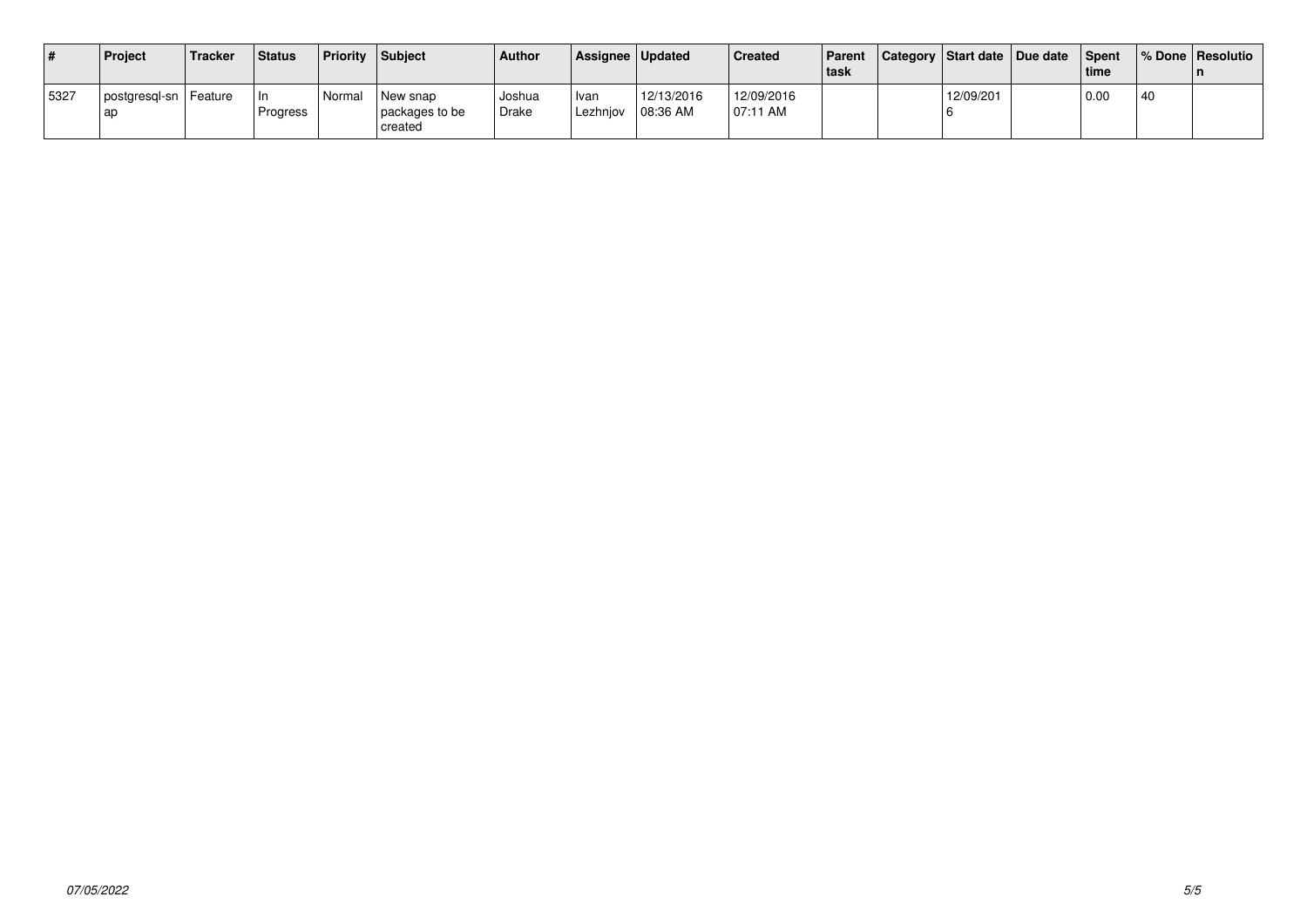| # | Project | Tracker | Status | Priority | Subject | Author | Assignee | Updated | Created | Parent task | Category | Start date | Due date | Spent time | % Done | Resolution |
|---|---|---|---|---|---|---|---|---|---|---|---|---|---|---|---|---|
| 5327 | postgresql-snap | Feature | In Progress | Normal | New snap packages to be created | Joshua Drake | Ivan Lezhnjov | 12/13/2016 08:36 AM | 12/09/2016 07:11 AM | | | 12/09/2016 | | 0.00 | 40 | |